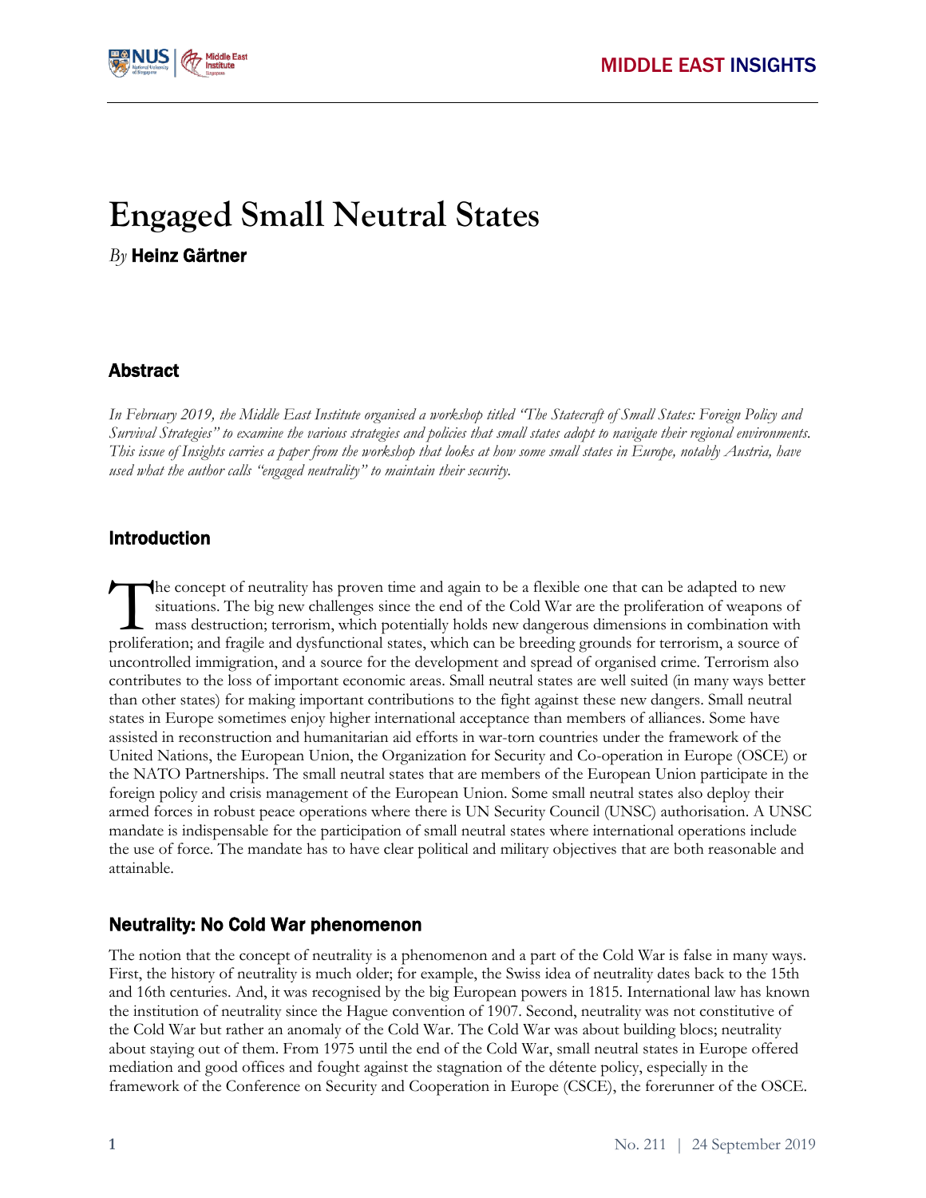# Engaged Small Neutral States

*By* **Heinz Gärtner**

## Abstract

*In February 2019, the Middle East Institute organised a workshop titled "The Statecraft of Small States: Foreign Policy and Survival Strategies" to examine the various strategies and policies that small states adopt to navigate their regional environments. This issue of Insights carries a paper from the workshop that looks at how some small states in Europe, notably Austria, have used what the author calls "engaged neutrality" to maintain their security.*

## Introduction

The concept of neutrality has proven time and again to be a flexible one that can be adapted to new situations. The big new challenges since the end of the Cold War are the proliferation of weapons of mass destruction; terrorism, which potentially holds new dangerous dimensions in combination with proliferation; and fragile and dysfunctional states, which can be breeding grounds for terrorism, a source of uncontrolled immigration, and a source for the development and spread of organised crime. Terrorism also contributes to the loss of important economic areas. Small neutral states are well suited (in many ways better than other states) for making important contributions to the fight against these new dangers. Small neutral states in Europe sometimes enjoy higher international acceptance than members of alliances. Some have assisted in reconstruction and humanitarian aid efforts in war-torn countries under the framework of the United Nations, the European Union, the Organization for Security and Co-operation in Europe (OSCE) or the NATO Partnerships. The small neutral states that are members of the European Union participate in the foreign policy and crisis management of the European Union. Some small neutral states also deploy their armed forces in robust peace operations where there is UN Security Council (UNSC) authorisation. A UNSC mandate is indispensable for the participation of small neutral states where international operations include the use of force. The mandate has to have clear political and military objectives that are both reasonable and attainable.

## Neutrality: No Cold War phenomenon

The notion that the concept of neutrality is a phenomenon and a part of the Cold War is false in many ways. First, the history of neutrality is much older; for example, the Swiss idea of neutrality dates back to the 15th and 16th centuries. And, it was recognised by the big European powers in 1815. International law has known the institution of neutrality since the Hague convention of 1907. Second, neutrality was not constitutive of the Cold War but rather an anomaly of the Cold War. The Cold War was about building blocs; neutrality about staying out of them. From 1975 until the end of the Cold War, small neutral states in Europe offered mediation and good offices and fought against the stagnation of the détente policy, especially in the framework of the Conference on Security and Cooperation in Europe (CSCE), the forerunner of the OSCE.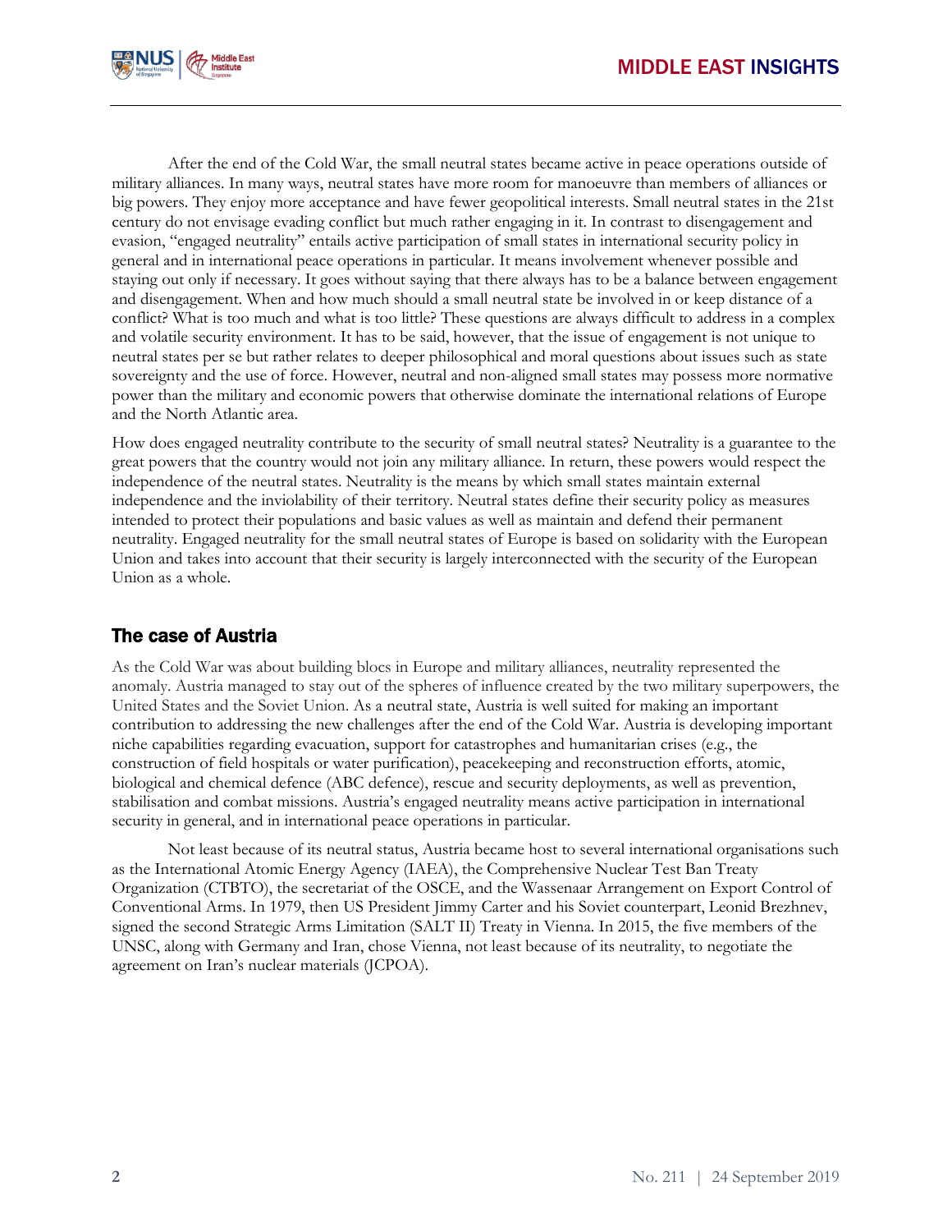After the end of the Cold War, the small neutral states became active in peace operations outside of military alliances. In many ways, neutral states have more room for manoeuvre than members of alliances or big powers. They enjoy more acceptance and have fewer geopolitical interests. Small neutral states in the 21st century do not envisage evading conflict but much rather engaging in it. In contrast to disengagement and evasion, "engaged neutrality" entails active participation of small states in international security policy in general and in international peace operations in particular. It means involvement whenever possible and staying out only if necessary. It goes without saying that there always has to be a balance between engagement and disengagement. When and how much should a small neutral state be involved in or keep distance of a conflict? What is too much and what is too little? These questions are always difficult to address in a complex and volatile security environment. It has to be said, however, that the issue of engagement is not unique to neutral states per se but rather relates to deeper philosophical and moral questions about issues such as state sovereignty and the use of force. However, neutral and non-aligned small states may possess more normative power than the military and economic powers that otherwise dominate the international relations of Europe and the North Atlantic area.

How does engaged neutrality contribute to the security of small neutral states? Neutrality is a guarantee to the great powers that the country would not join any military alliance. In return, these powers would respect the independence of the neutral states. Neutrality is the means by which small states maintain external independence and the inviolability of their territory. Neutral states define their security policy as measures intended to protect their populations and basic values as well as maintain and defend their permanent neutrality. Engaged neutrality for the small neutral states of Europe is based on solidarity with the European Union and takes into account that their security is largely interconnected with the security of the European Union as a whole.

## The case of Austria

As the Cold War was about building blocs in Europe and military alliances, neutrality represented the anomaly. Austria managed to stay out of the spheres of influence created by the two military superpowers, the United States and the Soviet Union. As a neutral state, Austria is well suited for making an important contribution to addressing the new challenges after the end of the Cold War. Austria is developing important niche capabilities regarding evacuation, support for catastrophes and humanitarian crises (e.g., the construction of field hospitals or water purification), peacekeeping and reconstruction efforts, atomic, biological and chemical defence (ABC defence), rescue and security deployments, as well as prevention, stabilisation and combat missions. Austria's engaged neutrality means active participation in international security in general, and in international peace operations in particular.

Not least because of its neutral status, Austria became host to several international organisations such as the International Atomic Energy Agency (IAEA), the Comprehensive Nuclear Test Ban Treaty Organization (CTBTO), the secretariat of the OSCE, and the Wassenaar Arrangement on Export Control of Conventional Arms. In 1979, then US President Jimmy Carter and his Soviet counterpart, Leonid Brezhnev, signed the second Strategic Arms Limitation (SALT II) Treaty in Vienna. In 2015, the five members of the UNSC, along with Germany and Iran, chose Vienna, not least because of its neutrality, to negotiate the agreement on Iran's nuclear materials (JCPOA).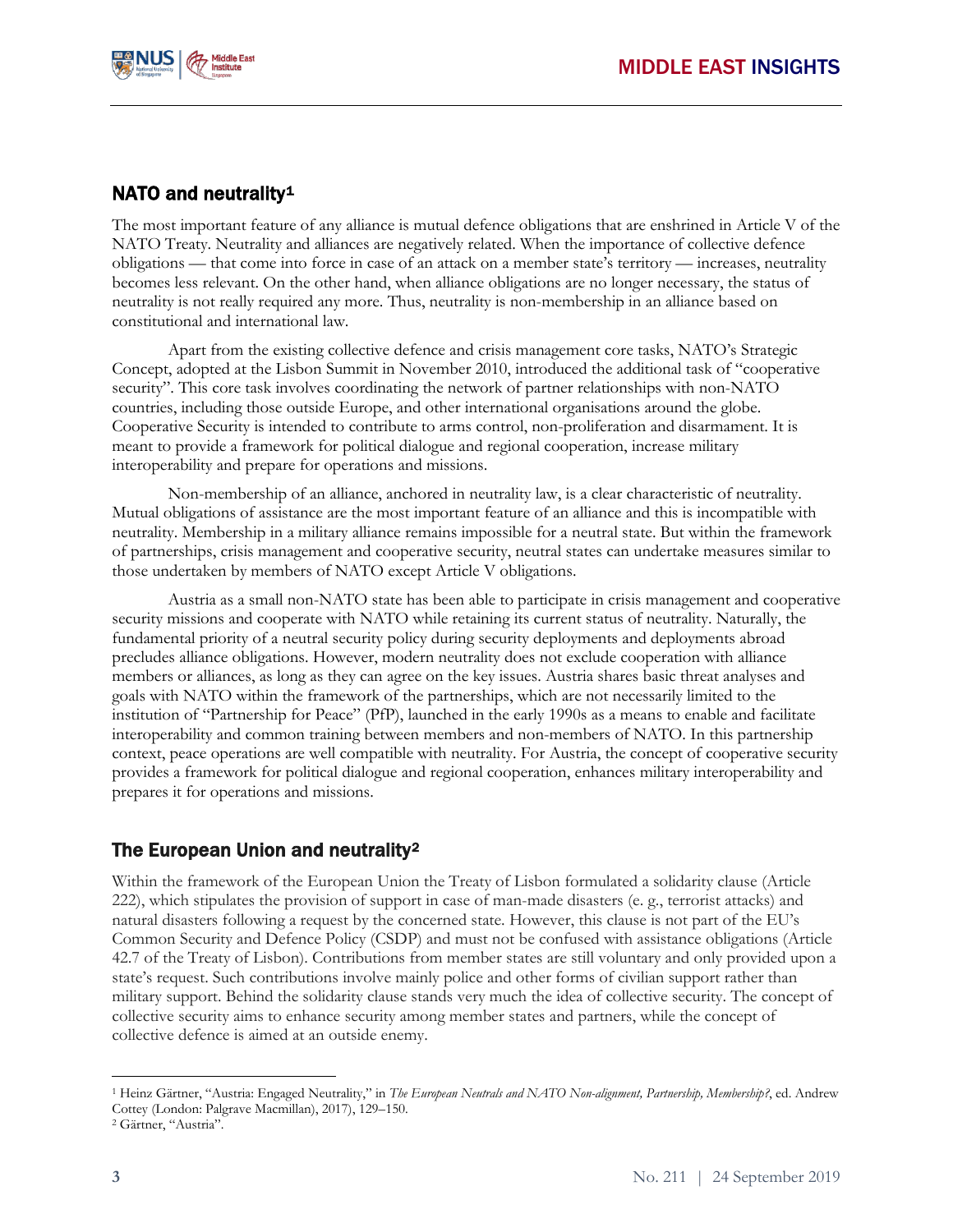## NATO and neutrality[1]

The most important feature of any alliance is mutual defence obligations that are enshrined in Article V of the NATO Treaty. Neutrality and alliances are negatively related. When the importance of collective defence obligations — that come into force in case of an attack on a member state's territory — increases, neutrality becomes less relevant. On the other hand, when alliance obligations are no longer necessary, the status of neutrality is not really required any more. Thus, neutrality is non-membership in an alliance based on constitutional and international law.

Apart from the existing collective defence and crisis management core tasks, NATO's Strategic Concept, adopted at the Lisbon Summit in November 2010, introduced the additional task of "cooperative security". This core task involves coordinating the network of partner relationships with non-NATO countries, including those outside Europe, and other international organisations around the globe. Cooperative Security is intended to contribute to arms control, non-proliferation and disarmament. It is meant to provide a framework for political dialogue and regional cooperation, increase military interoperability and prepare for operations and missions.

Non-membership of an alliance, anchored in neutrality law, is a clear characteristic of neutrality. Mutual obligations of assistance are the most important feature of an alliance and this is incompatible with neutrality. Membership in a military alliance remains impossible for a neutral state. But within the framework of partnerships, crisis management and cooperative security, neutral states can undertake measures similar to those undertaken by members of NATO except Article V obligations.

Austria as a small non-NATO state has been able to participate in crisis management and cooperative security missions and cooperate with NATO while retaining its current status of neutrality. Naturally, the fundamental priority of a neutral security policy during security deployments and deployments abroad precludes alliance obligations. However, modern neutrality does not exclude cooperation with alliance members or alliances, as long as they can agree on the key issues. Austria shares basic threat analyses and goals with NATO within the framework of the partnerships, which are not necessarily limited to the institution of "Partnership for Peace" (PfP), launched in the early 1990s as a means to enable and facilitate interoperability and common training between members and non-members of NATO. In this partnership context, peace operations are well compatible with neutrality. For Austria, the concept of cooperative security provides a framework for political dialogue and regional cooperation, enhances military interoperability and prepares it for operations and missions.

## The European Union and neutrality[2]

Within the framework of the European Union the Treaty of Lisbon formulated a solidarity clause (Article 222), which stipulates the provision of support in case of man-made disasters (e. g., terrorist attacks) and natural disasters following a request by the concerned state. However, this clause is not part of the EU's Common Security and Defence Policy (CSDP) and must not be confused with assistance obligations (Article 42.7 of the Treaty of Lisbon). Contributions from member states are still voluntary and only provided upon a state's request. Such contributions involve mainly police and other forms of civilian support rather than military support. Behind the solidarity clause stands very much the idea of collective security. The concept of collective security aims to enhance security among member states and partners, while the concept of collective defence is aimed at an outside enemy.

---

[1] Heinz Gärtner, "Austria: Engaged Neutrality," in *The European Neutrals and NATO Non-alignment, Partnership, Membership?*, ed. Andrew Cottey (London: Palgrave Macmillan), 2017), 129–150.

[2] Gärtner, "Austria".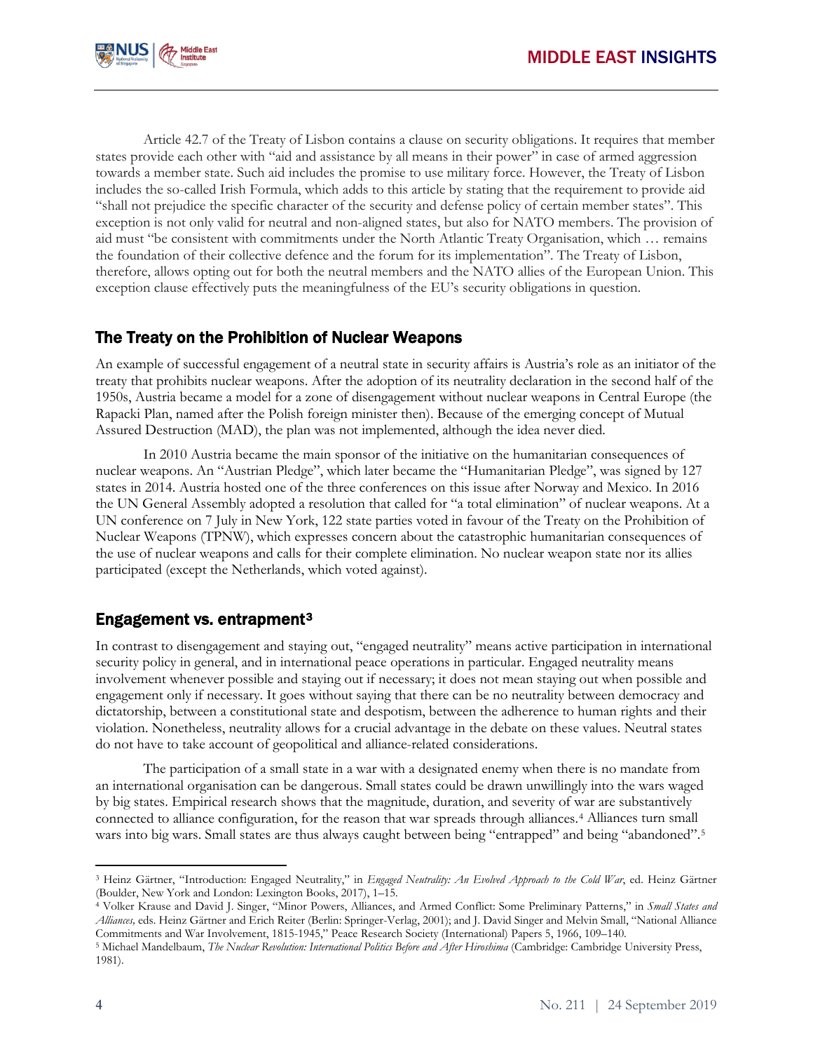Article 42.7 of the Treaty of Lisbon contains a clause on security obligations. It requires that member states provide each other with "aid and assistance by all means in their power" in case of armed aggression towards a member state. Such aid includes the promise to use military force. However, the Treaty of Lisbon includes the so-called Irish Formula, which adds to this article by stating that the requirement to provide aid "shall not prejudice the specific character of the security and defense policy of certain member states". This exception is not only valid for neutral and non-aligned states, but also for NATO members. The provision of aid must "be consistent with commitments under the North Atlantic Treaty Organisation, which … remains the foundation of their collective defence and the forum for its implementation". The Treaty of Lisbon, therefore, allows opting out for both the neutral members and the NATO allies of the European Union. This exception clause effectively puts the meaningfulness of the EU's security obligations in question.

## The Treaty on the Prohibition of Nuclear Weapons

An example of successful engagement of a neutral state in security affairs is Austria's role as an initiator of the treaty that prohibits nuclear weapons. After the adoption of its neutrality declaration in the second half of the 1950s, Austria became a model for a zone of disengagement without nuclear weapons in Central Europe (the Rapacki Plan, named after the Polish foreign minister then). Because of the emerging concept of Mutual Assured Destruction (MAD), the plan was not implemented, although the idea never died.

In 2010 Austria became the main sponsor of the initiative on the humanitarian consequences of nuclear weapons. An "Austrian Pledge", which later became the "Humanitarian Pledge", was signed by 127 states in 2014. Austria hosted one of the three conferences on this issue after Norway and Mexico. In 2016 the UN General Assembly adopted a resolution that called for "a total elimination" of nuclear weapons. At a UN conference on 7 July in New York, 122 state parties voted in favour of the Treaty on the Prohibition of Nuclear Weapons (TPNW), which expresses concern about the catastrophic humanitarian consequences of the use of nuclear weapons and calls for their complete elimination. No nuclear weapon state nor its allies participated (except the Netherlands, which voted against).

## Engagement vs. entrapment[3]

In contrast to disengagement and staying out, "engaged neutrality" means active participation in international security policy in general, and in international peace operations in particular. Engaged neutrality means involvement whenever possible and staying out if necessary; it does not mean staying out when possible and engagement only if necessary. It goes without saying that there can be no neutrality between democracy and dictatorship, between a constitutional state and despotism, between the adherence to human rights and their violation. Nonetheless, neutrality allows for a crucial advantage in the debate on these values. Neutral states do not have to take account of geopolitical and alliance-related considerations.

The participation of a small state in a war with a designated enemy when there is no mandate from an international organisation can be dangerous. Small states could be drawn unwillingly into the wars waged by big states. Empirical research shows that the magnitude, duration, and severity of war are substantively connected to alliance configuration, for the reason that war spreads through alliances.[4] Alliances turn small wars into big wars. Small states are thus always caught between being "entrapped" and being "abandoned".[5]

---

[3] Heinz Gärtner, "Introduction: Engaged Neutrality," in *Engaged Neutrality: An Evolved Approach to the Cold War*, ed. Heinz Gärtner (Boulder, New York and London: Lexington Books, 2017), 1–15.

[4] Volker Krause and David J. Singer, "Minor Powers, Alliances, and Armed Conflict: Some Preliminary Patterns," in *Small States and Alliances,* eds. Heinz Gärtner and Erich Reiter (Berlin: Springer-Verlag, 2001); and J. David Singer and Melvin Small, "National Alliance Commitments and War Involvement, 1815-1945," Peace Research Society (International) Papers 5, 1966, 109–140.

[5] Michael Mandelbaum, *The Nuclear Revolution: International Politics Before and After Hiroshima* (Cambridge: Cambridge University Press, 1981).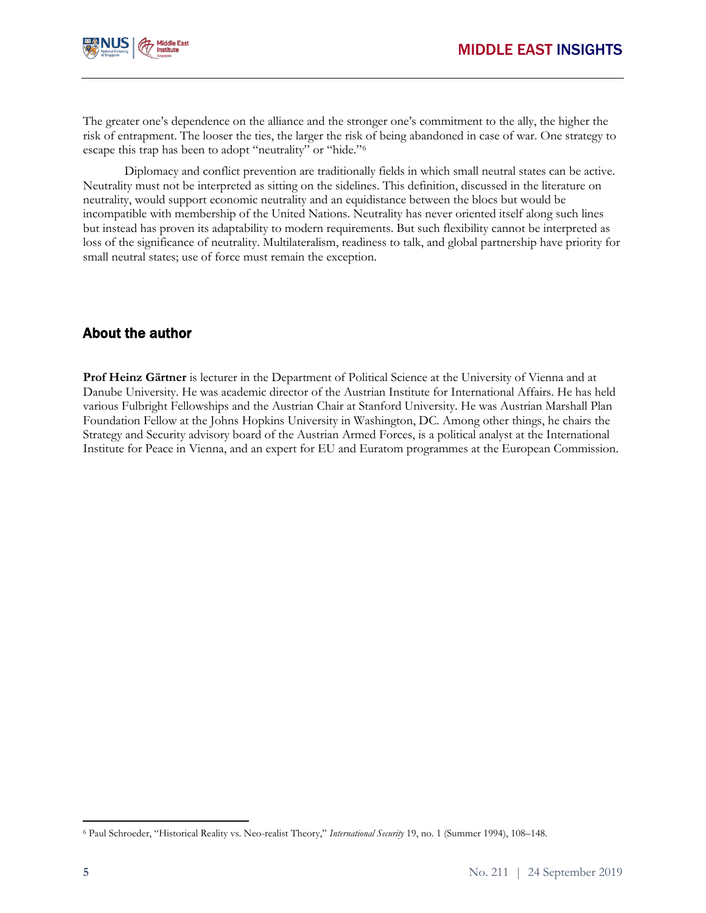The greater one's dependence on the alliance and the stronger one's commitment to the ally, the higher the risk of entrapment. The looser the ties, the larger the risk of being abandoned in case of war. One strategy to escape this trap has been to adopt "neutrality" or "hide."[6]

Diplomacy and conflict prevention are traditionally fields in which small neutral states can be active. Neutrality must not be interpreted as sitting on the sidelines. This definition, discussed in the literature on neutrality, would support economic neutrality and an equidistance between the blocs but would be incompatible with membership of the United Nations. Neutrality has never oriented itself along such lines but instead has proven its adaptability to modern requirements. But such flexibility cannot be interpreted as loss of the significance of neutrality. Multilateralism, readiness to talk, and global partnership have priority for small neutral states; use of force must remain the exception.

## About the author

**Prof Heinz Gärtner** is lecturer in the Department of Political Science at the University of Vienna and at Danube University. He was academic director of the Austrian Institute for International Affairs. He has held various Fulbright Fellowships and the Austrian Chair at Stanford University. He was Austrian Marshall Plan Foundation Fellow at the Johns Hopkins University in Washington, DC. Among other things, he chairs the Strategy and Security advisory board of the Austrian Armed Forces, is a political analyst at the International Institute for Peace in Vienna, and an expert for EU and Euratom programmes at the European Commission.

[6] Paul Schroeder, "Historical Reality vs. Neo-realist Theory," *International Security* 19, no. 1 (Summer 1994), 108–148.